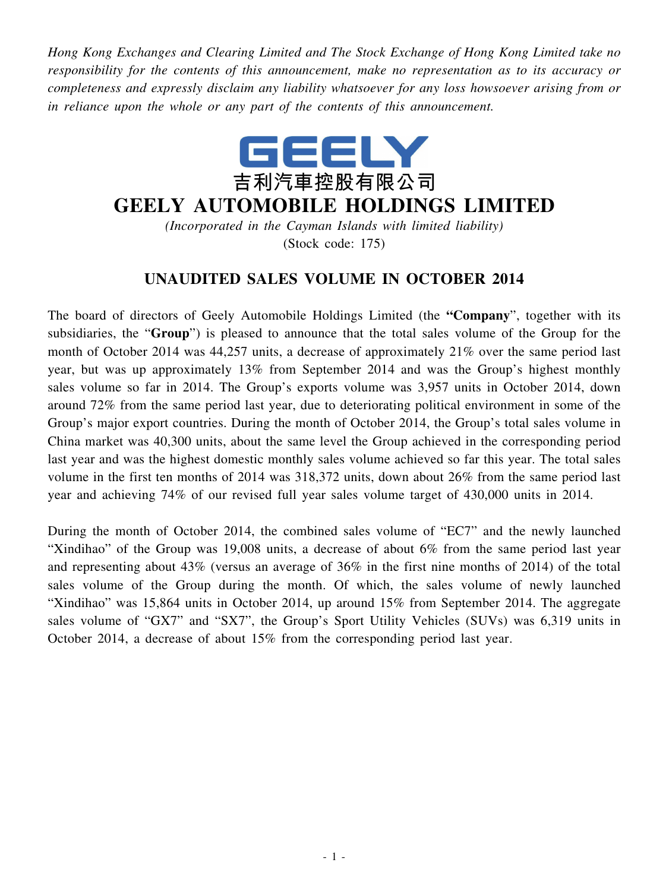*Hong Kong Exchanges and Clearing Limited and The Stock Exchange of Hong Kong Limited take no responsibility for the contents of this announcement, make no representation as to its accuracy or completeness and expressly disclaim any liability whatsoever for any loss howsoever arising from or in reliance upon the whole or any part of the contents of this announcement.*

GEELY

吉利汽車控股有限公司

# GEELY AUTOMOBILE HOLDINGS LIMITED

*(Incorporated in the Cayman Islands with limited liability)*

(Stock code: 175)

## UNAUDITED SALES VOLUME IN OCTOBER 2014

The board of directors of Geely Automobile Holdings Limited (the **"Company"**, together with its subsidiaries, the "**Group**") is pleased to announce that the total sales volume of the Group for the month of October 2014 was 44,257 units, a decrease of approximately 21% over the same period last year, but was up approximately 13% from September 2014 and was the Group's highest monthly sales volume so far in 2014. The Group's exports volume was 3,957 units in October 2014, down around 72% from the same period last year, due to deteriorating political environment in some of the Group's major export countries. During the month of October 2014, the Group's total sales volume in China market was 40,300 units, about the same level the Group achieved in the corresponding period last year and was the highest domestic monthly sales volume achieved so far this year. The total sales volume in the first ten months of 2014 was 318,372 units, down about 26% from the same period last year and achieving 74% of our revised full year sales volume target of 430,000 units in 2014.

During the month of October 2014, the combined sales volume of "EC7" and the newly launched "Xindihao" of the Group was 19,008 units, a decrease of about 6% from the same period last year and representing about 43% (versus an average of 36% in the first nine months of 2014) of the total sales volume of the Group during the month. Of which, the sales volume of newly launched "Xindihao" was 15,864 units in October 2014, up around 15% from September 2014. The aggregate sales volume of "GX7" and "SX7", the Group's Sport Utility Vehicles (SUVs) was 6,319 units in October 2014, a decrease of about 15% from the corresponding period last year.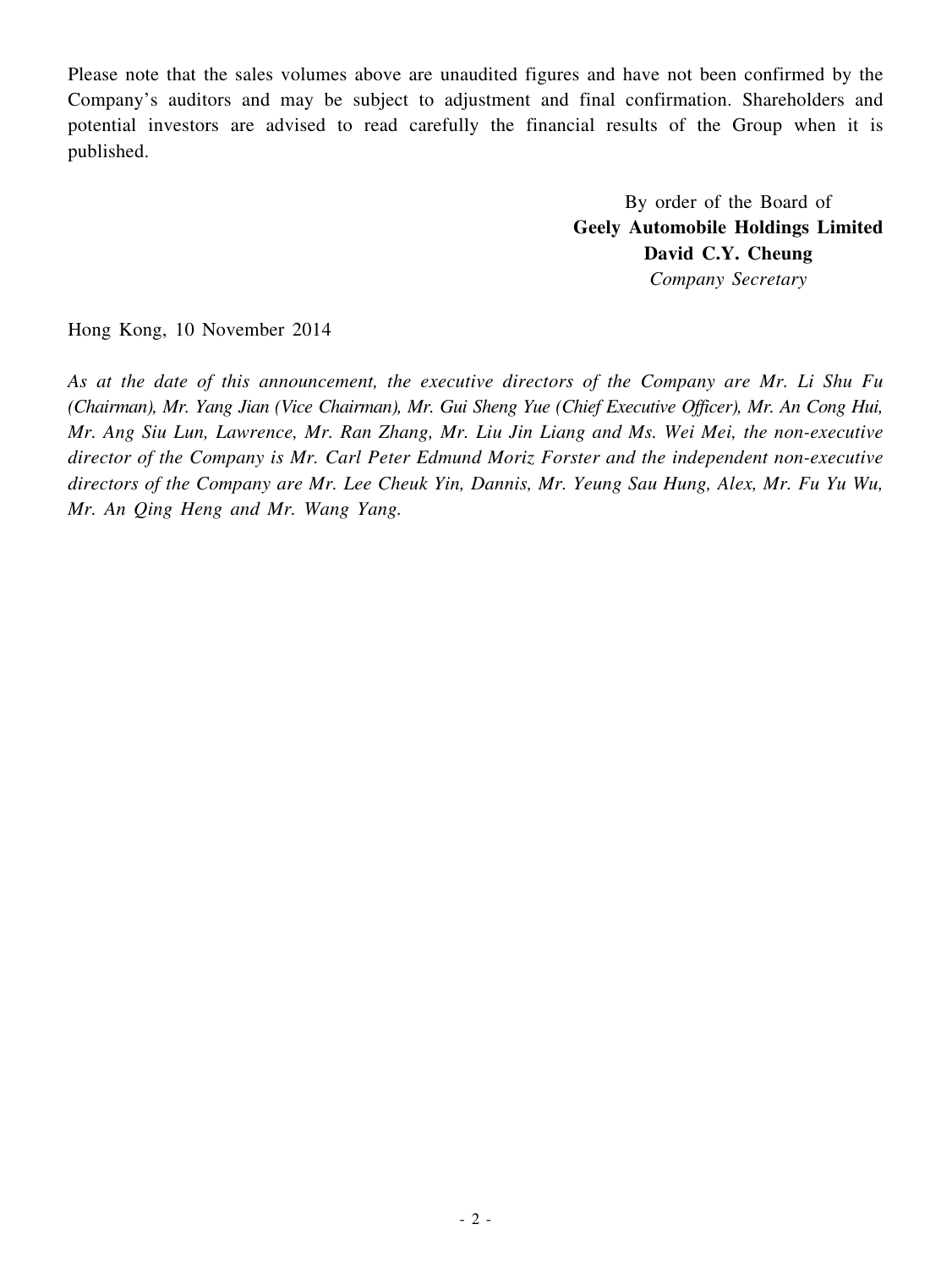Please note that the sales volumes above are unaudited figures and have not been confirmed by the Company's auditors and may be subject to adjustment and final confirmation. Shareholders and potential investors are advised to read carefully the financial results of the Group when it is published.

By order of the Board of
**Geely Automobile Holdings Limited**
**David C.Y. Cheung**
*Company Secretary*

Hong Kong, 10 November 2014

*As at the date of this announcement, the executive directors of the Company are Mr. Li Shu Fu (Chairman), Mr. Yang Jian (Vice Chairman), Mr. Gui Sheng Yue (Chief Executive Officer), Mr. An Cong Hui, Mr. Ang Siu Lun, Lawrence, Mr. Ran Zhang, Mr. Liu Jin Liang and Ms. Wei Mei, the non-executive director of the Company is Mr. Carl Peter Edmund Moriz Forster and the independent non-executive directors of the Company are Mr. Lee Cheuk Yin, Dannis, Mr. Yeung Sau Hung, Alex, Mr. Fu Yu Wu, Mr. An Qing Heng and Mr. Wang Yang.*